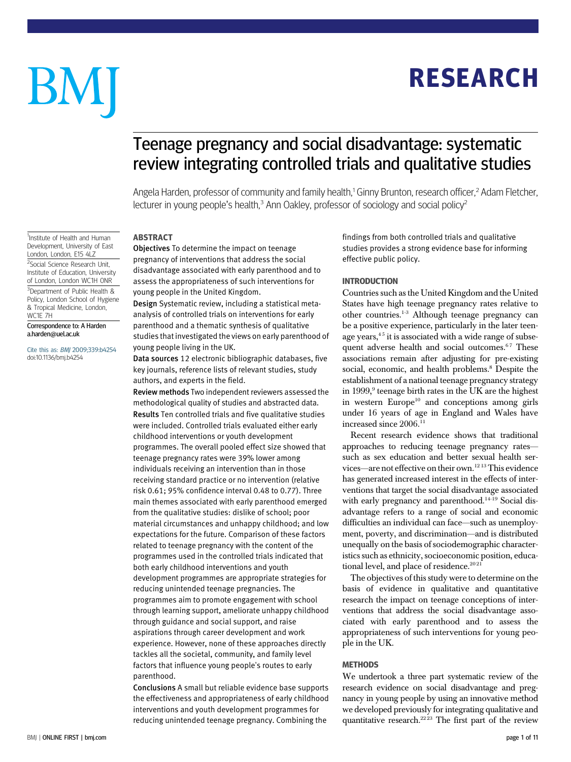# Teenage pregnancy and social disadvantage: systematic review integrating controlled trials and qualitative studies

Angela Harden, professor of community and family health,[1] Ginny Brunton, research officer,[2] Adam Fletcher, lecturer in young people's health,[3] Ann Oakley, professor of sociology and social policy[2]

[1]Institute of Health and Human Development, University of East London, London, E15 4LZ

[2]Social Science Research Unit, Institute of Education, University of London, London WC1H 0NR

[3]Department of Public Health & Policy, London School of Hygiene & Tropical Medicine, London, WC1E 7H

Correspondence to: A Harden a.harden@uel.ac.uk

Cite this as: *BMJ* 2009;339:b4254 doi:10.1136/bmj.b4254

## ABSTRACT

**Objectives** To determine the impact on teenage pregnancy of interventions that address the social disadvantage associated with early parenthood and to assess the appropriateness of such interventions for young people in the United Kingdom.

**Design** Systematic review, including a statistical meta-analysis of controlled trials on interventions for early parenthood and a thematic synthesis of qualitative studies that investigated the views on early parenthood of young people living in the UK.

**Data sources** 12 electronic bibliographic databases, five key journals, reference lists of relevant studies, study authors, and experts in the field.

**Review methods** Two independent reviewers assessed the methodological quality of studies and abstracted data.

**Results** Ten controlled trials and five qualitative studies were included. Controlled trials evaluated either early childhood interventions or youth development programmes. The overall pooled effect size showed that teenage pregnancy rates were 39% lower among individuals receiving an intervention than in those receiving standard practice or no intervention (relative risk 0.61; 95% confidence interval 0.48 to 0.77). Three main themes associated with early parenthood emerged from the qualitative studies: dislike of school; poor material circumstances and unhappy childhood; and low expectations for the future. Comparison of these factors related to teenage pregnancy with the content of the programmes used in the controlled trials indicated that both early childhood interventions and youth development programmes are appropriate strategies for reducing unintended teenage pregnancies. The programmes aim to promote engagement with school through learning support, ameliorate unhappy childhood through guidance and social support, and raise aspirations through career development and work experience. However, none of these approaches directly tackles all the societal, community, and family level factors that influence young people's routes to early parenthood.

**Conclusions** A small but reliable evidence base supports the effectiveness and appropriateness of early childhood interventions and youth development programmes for reducing unintended teenage pregnancy. Combining the findings from both controlled trials and qualitative studies provides a strong evidence base for informing effective public policy.

## INTRODUCTION

Countries such as the United Kingdom and the United States have high teenage pregnancy rates relative to other countries.[1-3] Although teenage pregnancy can be a positive experience, particularly in the later teenage years,[4,5] it is associated with a wide range of subsequent adverse health and social outcomes.[6,7] These associations remain after adjusting for pre-existing social, economic, and health problems.[8] Despite the establishment of a national teenage pregnancy strategy in 1999,[9] teenage birth rates in the UK are the highest in western Europe[10] and conceptions among girls under 16 years of age in England and Wales have increased since 2006.[11]

Recent research evidence shows that traditional approaches to reducing teenage pregnancy rates—such as sex education and better sexual health services—are not effective on their own.[12,13] This evidence has generated increased interest in the effects of interventions that target the social disadvantage associated with early pregnancy and parenthood.[14-19] Social disadvantage refers to a range of social and economic difficulties an individual can face—such as unemployment, poverty, and discrimination—and is distributed unequally on the basis of sociodemographic characteristics such as ethnicity, socioeconomic position, educational level, and place of residence.[20,21]

The objectives of this study were to determine on the basis of evidence in qualitative and quantitative research the impact on teenage conceptions of interventions that address the social disadvantage associated with early parenthood and to assess the appropriateness of such interventions for young people in the UK.

## METHODS

We undertook a three part systematic review of the research evidence on social disadvantage and pregnancy in young people by using an innovative method we developed previously for integrating qualitative and quantitative research.[22,23] The first part of the review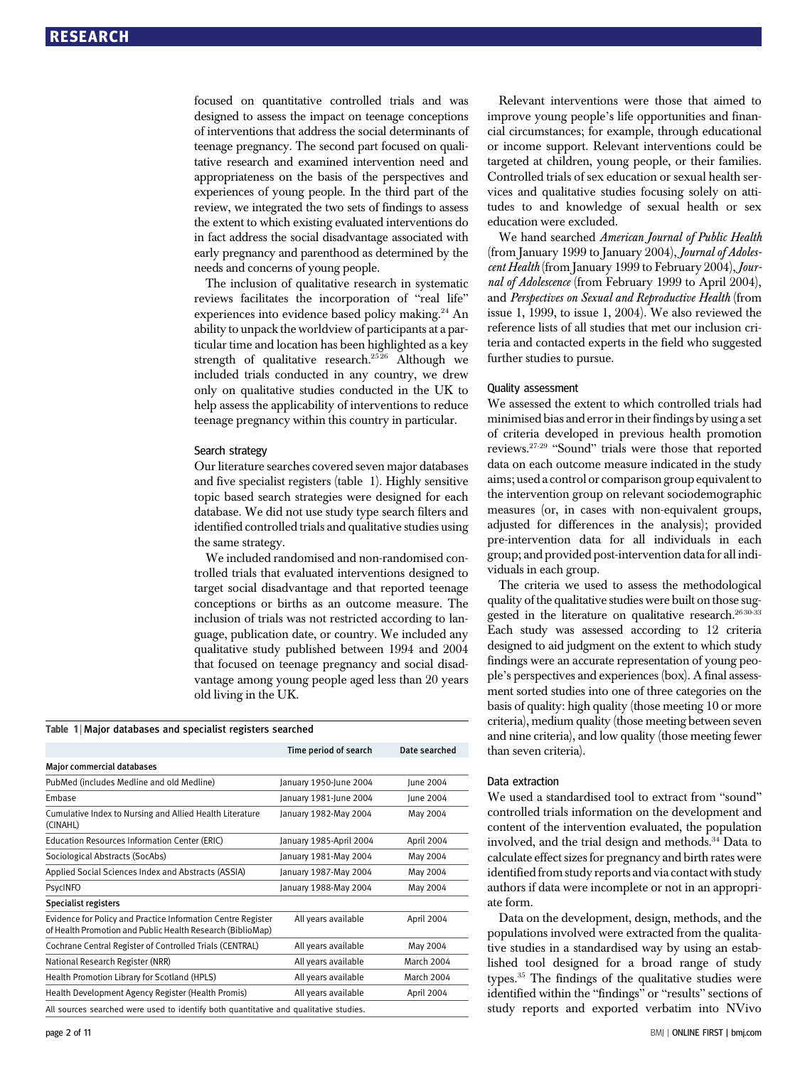focused on quantitative controlled trials and was designed to assess the impact on teenage conceptions of interventions that address the social determinants of teenage pregnancy. The second part focused on qualitative research and examined intervention need and appropriateness on the basis of the perspectives and experiences of young people. In the third part of the review, we integrated the two sets of findings to assess the extent to which existing evaluated interventions do in fact address the social disadvantage associated with early pregnancy and parenthood as determined by the needs and concerns of young people.

The inclusion of qualitative research in systematic reviews facilitates the incorporation of "real life" experiences into evidence based policy making.[24] An ability to unpack the worldview of participants at a particular time and location has been highlighted as a key strength of qualitative research.[25 26] Although we included trials conducted in any country, we drew only on qualitative studies conducted in the UK to help assess the applicability of interventions to reduce teenage pregnancy within this country in particular.

### Search strategy

Our literature searches covered seven major databases and five specialist registers (table 1). Highly sensitive topic based search strategies were designed for each database. We did not use study type search filters and identified controlled trials and qualitative studies using the same strategy.

We included randomised and non-randomised controlled trials that evaluated interventions designed to target social disadvantage and that reported teenage conceptions or births as an outcome measure. The inclusion of trials was not restricted according to language, publication date, or country. We included any qualitative study published between 1994 and 2004 that focused on teenage pregnancy and social disadvantage among young people aged less than 20 years old living in the UK.

**Table 1** | Major databases and specialist registers searched

| | Time period of search | Date searched |
|---|---|---|
| **Major commercial databases** | | |
| PubMed (includes Medline and old Medline) | January 1950-June 2004 | June 2004 |
| Embase | January 1981-June 2004 | June 2004 |
| Cumulative Index to Nursing and Allied Health Literature (CINAHL) | January 1982-May 2004 | May 2004 |
| Education Resources Information Center (ERIC) | January 1985-April 2004 | April 2004 |
| Sociological Abstracts (SocAbs) | January 1981-May 2004 | May 2004 |
| Applied Social Sciences Index and Abstracts (ASSIA) | January 1987-May 2004 | May 2004 |
| PsycINFO | January 1988-May 2004 | May 2004 |
| **Specialist registers** | | |
| Evidence for Policy and Practice Information Centre Register of Health Promotion and Public Health Research (BiblioMap) | All years available | April 2004 |
| Cochrane Central Register of Controlled Trials (CENTRAL) | All years available | May 2004 |
| National Research Register (NRR) | All years available | March 2004 |
| Health Promotion Library for Scotland (HPLS) | All years available | March 2004 |
| Health Development Agency Register (Health Promis) | All years available | April 2004 |

All sources searched were used to identify both quantitative and qualitative studies.

Relevant interventions were those that aimed to improve young people's life opportunities and financial circumstances; for example, through educational or income support. Relevant interventions could be targeted at children, young people, or their families. Controlled trials of sex education or sexual health services and qualitative studies focusing solely on attitudes to and knowledge of sexual health or sex education were excluded.

We hand searched *American Journal of Public Health* (from January 1999 to January 2004), *Journal of Adolescent Health* (from January 1999 to February 2004), *Journal of Adolescence* (from February 1999 to April 2004), and *Perspectives on Sexual and Reproductive Health* (from issue 1, 1999, to issue 1, 2004). We also reviewed the reference lists of all studies that met our inclusion criteria and contacted experts in the field who suggested further studies to pursue.

### Quality assessment

We assessed the extent to which controlled trials had minimised bias and error in their findings by using a set of criteria developed in previous health promotion reviews.[27-29] "Sound" trials were those that reported data on each outcome measure indicated in the study aims; used a control or comparison group equivalent to the intervention group on relevant sociodemographic measures (or, in cases with non-equivalent groups, adjusted for differences in the analysis); provided pre-intervention data for all individuals in each group; and provided post-intervention data for all individuals in each group.

The criteria we used to assess the methodological quality of the qualitative studies were built on those suggested in the literature on qualitative research.[26 30-33] Each study was assessed according to 12 criteria designed to aid judgment on the extent to which study findings were an accurate representation of young people's perspectives and experiences (box). A final assessment sorted studies into one of three categories on the basis of quality: high quality (those meeting 10 or more criteria), medium quality (those meeting between seven and nine criteria), and low quality (those meeting fewer than seven criteria).

### Data extraction

We used a standardised tool to extract from "sound" controlled trials information on the development and content of the intervention evaluated, the population involved, and the trial design and methods.[34] Data to calculate effect sizes for pregnancy and birth rates were identified from study reports and via contact with study authors if data were incomplete or not in an appropriate form.

Data on the development, design, methods, and the populations involved were extracted from the qualitative studies in a standardised way by using an established tool designed for a broad range of study types.[35] The findings of the qualitative studies were identified within the "findings" or "results" sections of study reports and exported verbatim into NVivo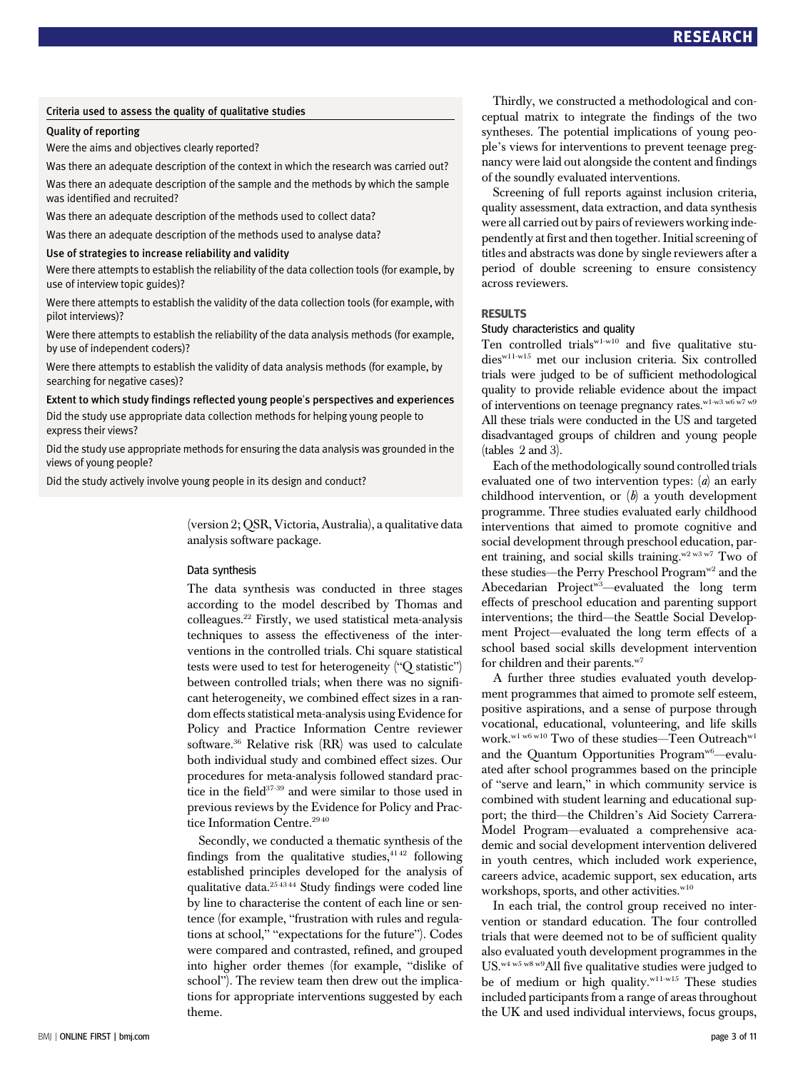### Criteria used to assess the quality of qualitative studies

**Quality of reporting**

Were the aims and objectives clearly reported?

Was there an adequate description of the context in which the research was carried out?

Was there an adequate description of the sample and the methods by which the sample was identified and recruited?

Was there an adequate description of the methods used to collect data?

Was there an adequate description of the methods used to analyse data?

**Use of strategies to increase reliability and validity**

Were there attempts to establish the reliability of the data collection tools (for example, by use of interview topic guides)?

Were there attempts to establish the validity of the data collection tools (for example, with pilot interviews)?

Were there attempts to establish the reliability of the data analysis methods (for example, by use of independent coders)?

Were there attempts to establish the validity of data analysis methods (for example, by searching for negative cases)?

**Extent to which study findings reflected young people's perspectives and experiences**

Did the study use appropriate data collection methods for helping young people to express their views?

Did the study use appropriate methods for ensuring the data analysis was grounded in the views of young people?

Did the study actively involve young people in its design and conduct?

(version 2; QSR, Victoria, Australia), a qualitative data analysis software package.

### Data synthesis

The data synthesis was conducted in three stages according to the model described by Thomas and colleagues.[22] Firstly, we used statistical meta-analysis techniques to assess the effectiveness of the interventions in the controlled trials. Chi square statistical tests were used to test for heterogeneity ("Q statistic") between controlled trials; when there was no significant heterogeneity, we combined effect sizes in a random effects statistical meta-analysis using Evidence for Policy and Practice Information Centre reviewer software.[36] Relative risk (RR) was used to calculate both individual study and combined effect sizes. Our procedures for meta-analysis followed standard practice in the field[37-39] and were similar to those used in previous reviews by the Evidence for Policy and Practice Information Centre.[29 40]

Secondly, we conducted a thematic synthesis of the findings from the qualitative studies,[41 42] following established principles developed for the analysis of qualitative data.[25 43 44] Study findings were coded line by line to characterise the content of each line or sentence (for example, "frustration with rules and regulations at school," "expectations for the future"). Codes were compared and contrasted, refined, and grouped into higher order themes (for example, "dislike of school"). The review team then drew out the implications for appropriate interventions suggested by each theme.

Thirdly, we constructed a methodological and conceptual matrix to integrate the findings of the two syntheses. The potential implications of young people's views for interventions to prevent teenage pregnancy were laid out alongside the content and findings of the soundly evaluated interventions.

Screening of full reports against inclusion criteria, quality assessment, data extraction, and data synthesis were all carried out by pairs of reviewers working independently at first and then together. Initial screening of titles and abstracts was done by single reviewers after a period of double screening to ensure consistency across reviewers.

## RESULTS

### Study characteristics and quality

Ten controlled trials[w1-w10] and five qualitative studies[w11-w15] met our inclusion criteria. Six controlled trials were judged to be of sufficient methodological quality to provide reliable evidence about the impact of interventions on teenage pregnancy rates.[w1-w3 w6 w7 w9] All these trials were conducted in the US and targeted disadvantaged groups of children and young people (tables 2 and 3).

Each of the methodologically sound controlled trials evaluated one of two intervention types: (*a*) an early childhood intervention, or (*b*) a youth development programme. Three studies evaluated early childhood interventions that aimed to promote cognitive and social development through preschool education, parent training, and social skills training.[w2 w3 w7] Two of these studies—the Perry Preschool Program[w2] and the Abecedarian Project[w3]—evaluated the long term effects of preschool education and parenting support interventions; the third—the Seattle Social Development Project—evaluated the long term effects of a school based social skills development intervention for children and their parents.[w7]

A further three studies evaluated youth development programmes that aimed to promote self esteem, positive aspirations, and a sense of purpose through vocational, educational, volunteering, and life skills work.[w1 w6 w10] Two of these studies—Teen Outreach[w1] and the Quantum Opportunities Program[w6]—evaluated after school programmes based on the principle of "serve and learn," in which community service is combined with student learning and educational support; the third—the Children's Aid Society Carrera-Model Program—evaluated a comprehensive academic and social development intervention delivered in youth centres, which included work experience, careers advice, academic support, sex education, arts workshops, sports, and other activities.[w10]

In each trial, the control group received no intervention or standard education. The four controlled trials that were deemed not to be of sufficient quality also evaluated youth development programmes in the US.[w4 w5 w8 w9] All five qualitative studies were judged to be of medium or high quality.[w11-w15] These studies included participants from a range of areas throughout the UK and used individual interviews, focus groups,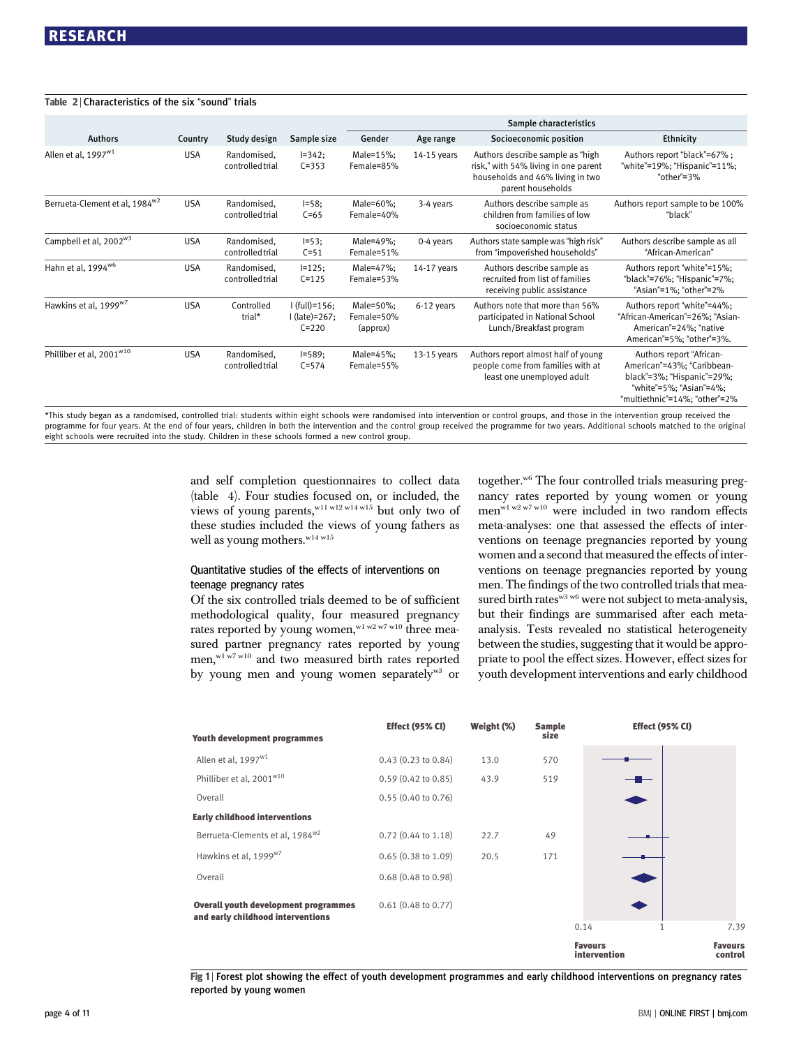Table 2 | Characteristics of the six "sound" trials

| Authors | Country | Study design | Sample size | Sample characteristics | | | |
|---|---|---|---|---|---|---|---|
| | | | | Gender | Age range | Socioeconomic position | Ethnicity |
| Allen et al, 1997[w1] | USA | Randomised, controlled trial | I=342; C=353 | Male=15%; Female=85% | 14-15 years | Authors describe sample as "high risk," with 54% living in one parent households and 46% living in two parent households | Authors report "black"=67% ; "white"=19%; "Hispanic"=11%; "other"=3% |
| Berrueta-Clement et al, 1984[w2] | USA | Randomised, controlled trial | I=58; C=65 | Male=60%; Female=40% | 3-4 years | Authors describe sample as children from families of low socioeconomic status | Authors report sample to be 100% "black" |
| Campbell et al, 2002[w3] | USA | Randomised, controlled trial | I=53; C=51 | Male=49%; Female=51% | 0-4 years | Authors state sample was "high risk" from "impoverished households" | Authors describe sample as all "African-American" |
| Hahn et al, 1994[w6] | USA | Randomised, controlled trial | I=125; C=125 | Male=47%; Female=53% | 14-17 years | Authors describe sample as recruited from list of families receiving public assistance | Authors report "white"=15%; "black"=76%; "Hispanic"=7%; "Asian"=1%; "other"=2% |
| Hawkins et al, 1999[w7] | USA | Controlled trial* | I (full)=156; I (late)=267; C=220 | Male=50%; Female=50% (approx) | 6-12 years | Authors note that more than 56% participated in National School Lunch/Breakfast program | Authors report "white"=44%; "African-American"=26%; "Asian-American"=24%; "native American"=5%; "other"=3%. |
| Philliber et al, 2001[w10] | USA | Randomised, controlled trial | I=589; C=574 | Male=45%; Female=55% | 13-15 years | Authors report almost half of young people come from families with at least one unemployed adult | Authors report "African-American"=43%; "Caribbean-black"=3%; "Hispanic"=29%; "white"=5%; "Asian"=4%; "multiethnic"=14%; "other"=2% |

*This study began as a randomised, controlled trial: students within eight schools were randomised into intervention or control groups, and those in the intervention group received the programme for four years. At the end of four years, children in both the intervention and the control group received the programme for two years. Additional schools matched to the original eight schools were recruited into the study. Children in these schools formed a new control group.

and self completion questionnaires to collect data (table 4). Four studies focused on, or included, the views of young parents,[w11 w12 w14 w15] but only two of these studies included the views of young fathers as well as young mothers.[w14 w15]

### Quantitative studies of the effects of interventions on teenage pregnancy rates

Of the six controlled trials deemed to be of sufficient methodological quality, four measured pregnancy rates reported by young women,[w1 w2 w7 w10] three measured partner pregnancy rates reported by young men,[w1 w7 w10] and two measured birth rates reported by young men and young women separately[w3] or together.[w6] The four controlled trials measuring pregnancy rates reported by young women or young men[w1 w2 w7 w10] were included in two random effects meta-analyses: one that assessed the effects of interventions on teenage pregnancies reported by young women and a second that measured the effects of interventions on teenage pregnancies reported by young men. The findings of the two controlled trials that measured birth rates[w3 w6] were not subject to meta-analysis, but their findings are summarised after each meta-analysis. Tests revealed no statistical heterogeneity between the studies, suggesting that it would be appropriate to pool the effect sizes. However, effect sizes for youth development interventions and early childhood

| Youth development programmes | Effect (95% CI) | Weight (%) | Sample size |
|---|---|---|---|
| Allen et al, 1997[w1] | 0.43 (0.23 to 0.84) | 13.0 | 570 |
| Philliber et al, 2001[w10] | 0.59 (0.42 to 0.85) | 43.9 | 519 |
| Overall | 0.55 (0.40 to 0.76) | | |
| **Early childhood interventions** | | | |
| Berrueta-Clements et al, 1984[w2] | 0.72 (0.44 to 1.18) | 22.7 | 49 |
| Hawkins et al, 1999[w7] | 0.65 (0.38 to 1.09) | 20.5 | 171 |
| Overall | 0.68 (0.48 to 0.98) | | |
| **Overall youth development programmes and early childhood interventions** | 0.61 (0.48 to 0.77) | | |

Effect (95% CI) axis: 0.14, 1, 7.39 — Favours intervention / Favours control

Fig 1 | Forest plot showing the effect of youth development programmes and early childhood interventions on pregnancy rates reported by young women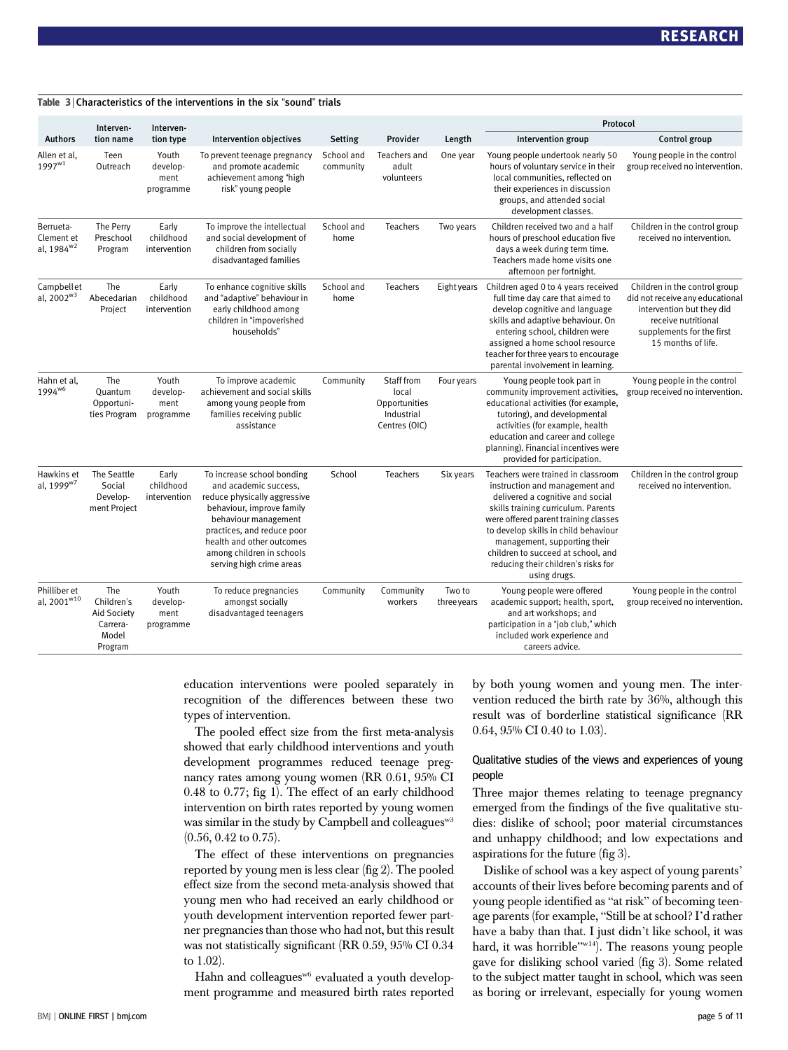**Table 3 | Characteristics of the interventions in the six "sound" trials**

| Authors | Intervention name | Intervention type | Intervention objectives | Setting | Provider | Length | Protocol | |
|---|---|---|---|---|---|---|---|---|
| | | | | | | | Intervention group | Control group |
| Allen et al, 1997[w1] | Teen Outreach | Youth development programme | To prevent teenage pregnancy and promote academic achievement among "high risk" young people | School and community | Teachers and adult volunteers | One year | Young people undertook nearly 50 hours of voluntary service in their local communities, reflected on their experiences in discussion groups, and attended social development classes. | Young people in the control group received no intervention. |
| Berrueta-Clement et al, 1984[w2] | The Perry Preschool Program | Early childhood intervention | To improve the intellectual and social development of children from socially disadvantaged families | School and home | Teachers | Two years | Children received two and a half hours of preschool education five days a week during term time. Teachers made home visits one afternoon per fortnight. | Children in the control group received no intervention. |
| Campbell et al, 2002[w3] | The Abecedarian Project | Early childhood intervention | To enhance cognitive skills and "adaptive" behaviour in early childhood among children in "impoverished households" | School and home | Teachers | Eight years | Children aged 0 to 4 years received full time day care that aimed to develop cognitive and language skills and adaptive behaviour. On entering school, children were assigned a home school resource teacher for three years to encourage parental involvement in learning. | Children in the control group did not receive any educational intervention but they did receive nutritional supplements for the first 15 months of life. |
| Hahn et al, 1994[w6] | The Quantum Opportunities Program | Youth development programme | To improve academic achievement and social skills among young people from families receiving public assistance | Community | Staff from local Opportunities Industrial Centres (OIC) | Four years | Young people took part in community improvement activities, educational activities (for example, tutoring), and developmental activities (for example, health education and career and college planning). Financial incentives were provided for participation. | Young people in the control group received no intervention. |
| Hawkins et al, 1999[w7] | The Seattle Social Development Project | Early childhood intervention | To increase school bonding and academic success, reduce physically aggressive behaviour, improve family behaviour management practices, and reduce poor health and other outcomes among children in schools serving high crime areas | School | Teachers | Six years | Teachers were trained in classroom instruction and management and delivered a cognitive and social skills training curriculum. Parents were offered parent training classes to develop skills in child behaviour management, supporting their children to succeed at school, and reducing their children's risks for using drugs. | Children in the control group received no intervention. |
| Philliber et al, 2001[w10] | The Children's Aid Society Carrera-Model Program | Youth development programme | To reduce pregnancies amongst socially disadvantaged teenagers | Community | Community workers | Two to three years | Young people were offered academic support; health, sport, and art workshops; and participation in a "job club," which included work experience and careers advice. | Young people in the control group received no intervention. |

education interventions were pooled separately in recognition of the differences between these two types of intervention.

The pooled effect size from the first meta-analysis showed that early childhood interventions and youth development programmes reduced teenage pregnancy rates among young women (RR 0.61, 95% CI 0.48 to 0.77; fig 1). The effect of an early childhood intervention on birth rates reported by young women was similar in the study by Campbell and colleagues[w3] (0.56, 0.42 to 0.75).

The effect of these interventions on pregnancies reported by young men is less clear (fig 2). The pooled effect size from the second meta-analysis showed that young men who had received an early childhood or youth development intervention reported fewer partner pregnancies than those who had not, but this result was not statistically significant (RR 0.59, 95% CI 0.34 to 1.02).

Hahn and colleagues[w6] evaluated a youth development programme and measured birth rates reported by both young women and young men. The intervention reduced the birth rate by 36%, although this result was of borderline statistical significance (RR 0.64, 95% CI 0.40 to 1.03).

### Qualitative studies of the views and experiences of young people

Three major themes relating to teenage pregnancy emerged from the findings of the five qualitative studies: dislike of school; poor material circumstances and unhappy childhood; and low expectations and aspirations for the future (fig 3).

Dislike of school was a key aspect of young parents' accounts of their lives before becoming parents and of young people identified as "at risk" of becoming teenage parents (for example, "Still be at school? I'd rather have a baby than that. I just didn't like school, it was hard, it was horrible"[w14]). The reasons young people gave for disliking school varied (fig 3). Some related to the subject matter taught in school, which was seen as boring or irrelevant, especially for young women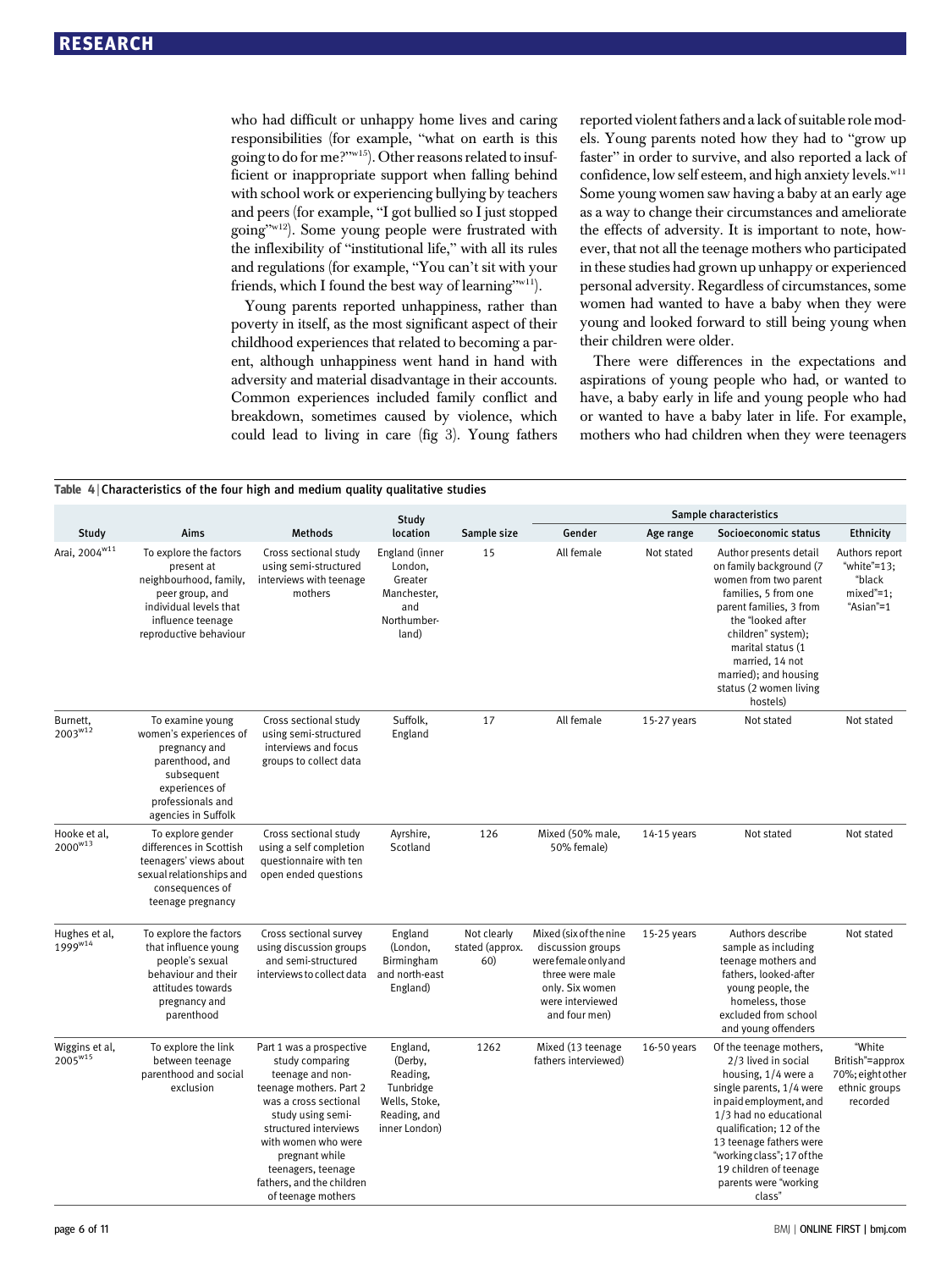who had difficult or unhappy home lives and caring responsibilities (for example, "what on earth is this going to do for me?"[w15]). Other reasons related to insufficient or inappropriate support when falling behind with school work or experiencing bullying by teachers and peers (for example, "I got bullied so I just stopped going"[w12]). Some young people were frustrated with the inflexibility of "institutional life," with all its rules and regulations (for example, "You can't sit with your friends, which I found the best way of learning"[w11]).

Young parents reported unhappiness, rather than poverty in itself, as the most significant aspect of their childhood experiences that related to becoming a parent, although unhappiness went hand in hand with adversity and material disadvantage in their accounts. Common experiences included family conflict and breakdown, sometimes caused by violence, which could lead to living in care (fig 3). Young fathers reported violent fathers and a lack of suitable role models. Young parents noted how they had to "grow up faster" in order to survive, and also reported a lack of confidence, low self esteem, and high anxiety levels.[w11] Some young women saw having a baby at an early age as a way to change their circumstances and ameliorate the effects of adversity. It is important to note, however, that not all the teenage mothers who participated in these studies had grown up unhappy or experienced personal adversity. Regardless of circumstances, some women had wanted to have a baby when they were young and looked forward to still being young when their children were older.

There were differences in the expectations and aspirations of young people who had, or wanted to have, a baby early in life and young people who had or wanted to have a baby later in life. For example, mothers who had children when they were teenagers

**Table 4 | Characteristics of the four high and medium quality qualitative studies**

| Study | Aims | Methods | Study location | Sample size | Sample characteristics | | | |
|---|---|---|---|---|---|---|---|---|
| | | | | | Gender | Age range | Socioeconomic status | Ethnicity |
| Arai, 2004[w11] | To explore the factors present at neighbourhood, family, peer group, and individual levels that influence teenage reproductive behaviour | Cross sectional study using semi-structured interviews with teenage mothers | England (inner London, Greater Manchester, and Northumberland) | 15 | All female | Not stated | Author presents detail on family background (7 women from two parent families, 5 from one parent families, 3 from the "looked after children" system); marital status (1 married, 14 not married); and housing status (2 women living hostels) | Authors report "white"=13; "black mixed"=1; "Asian"=1 |
| Burnett, 2003[w12] | To examine young women's experiences of pregnancy and parenthood, and subsequent experiences of professionals and agencies in Suffolk | Cross sectional study using semi-structured interviews and focus groups to collect data | Suffolk, England | 17 | All female | 15-27 years | Not stated | Not stated |
| Hooke et al, 2000[w13] | To explore gender differences in Scottish teenagers' views about sexual relationships and consequences of teenage pregnancy | Cross sectional study using a self completion questionnaire with ten open ended questions | Ayrshire, Scotland | 126 | Mixed (50% male, 50% female) | 14-15 years | Not stated | Not stated |
| Hughes et al, 1999[w14] | To explore the factors that influence young people's sexual behaviour and their attitudes towards pregnancy and parenthood | Cross sectional survey using discussion groups and semi-structured interviews to collect data | England (London, Birmingham and north-east England) | Not clearly stated (approx. 60) | Mixed (six of the nine discussion groups were female only and three were male only. Six women were interviewed and four men) | 15-25 years | Authors describe sample as including teenage mothers and fathers, looked-after young people, the homeless, those excluded from school and young offenders | Not stated |
| Wiggins et al, 2005[w15] | To explore the link between teenage parenthood and social exclusion | Part 1 was a prospective study comparing teenage and non-teenage mothers. Part 2 was a cross sectional study using semi-structured interviews with women who were pregnant while teenagers, teenage fathers, and the children of teenage mothers | England, (Derby, Reading, Tunbridge Wells, Stoke, Reading, and inner London) | 1262 | Mixed (13 teenage fathers interviewed) | 16-50 years | Of the teenage mothers, 2/3 lived in social housing, 1/4 were a single parents, 1/4 were in paid employment, and 1/3 had no educational qualification; 12 of the 13 teenage fathers were "working class"; 17 of the 19 children of teenage parents were "working class" | "White British"=approx 70%; eight other ethnic groups recorded |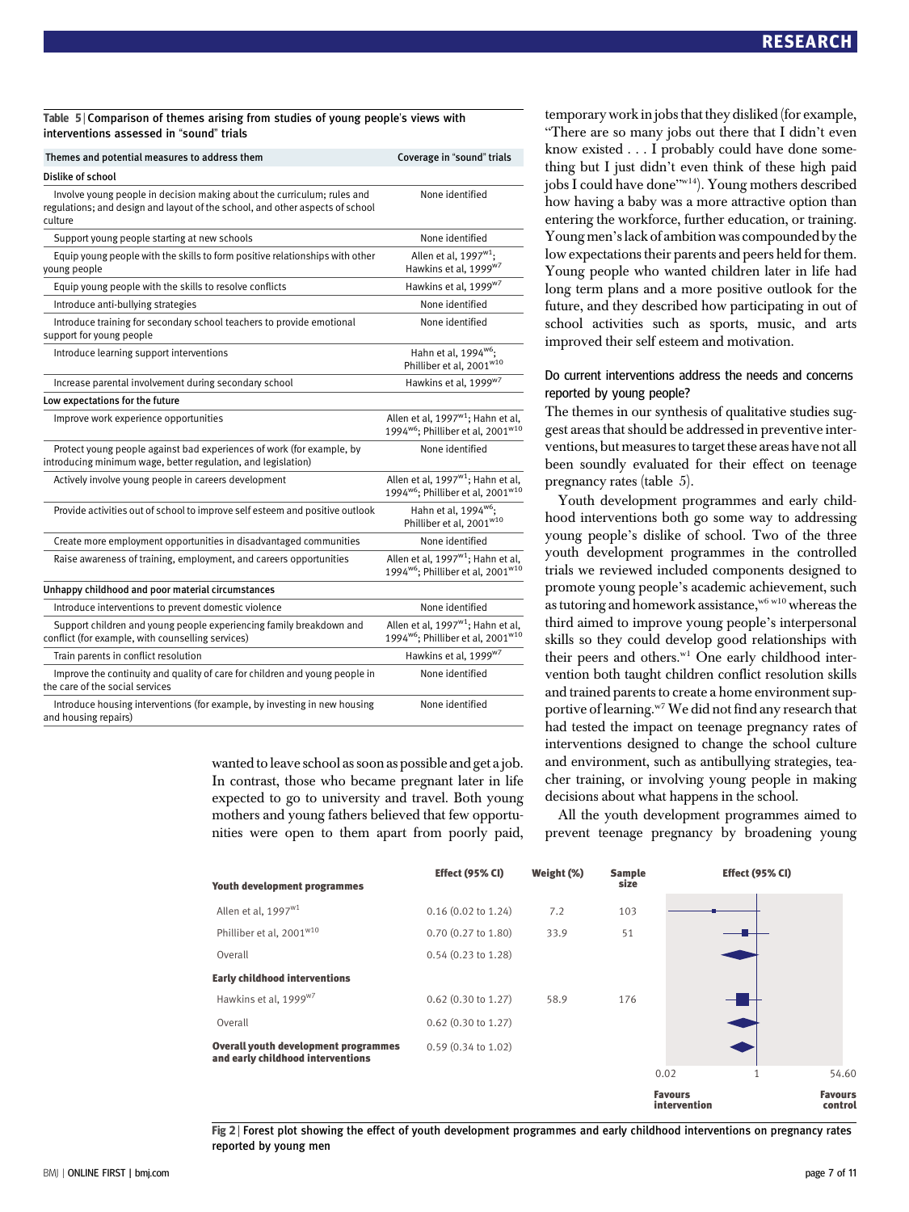**Table 5 | Comparison of themes arising from studies of young people's views with interventions assessed in "sound" trials**

| Themes and potential measures to address them | Coverage in "sound" trials |
|---|---|
| **Dislike of school** | |
| Involve young people in decision making about the curriculum; rules and regulations; and design and layout of the school, and other aspects of school culture | None identified |
| Support young people starting at new schools | None identified |
| Equip young people with the skills to form positive relationships with other young people | Allen et al, 1997[w1]; Hawkins et al, 1999[w7] |
| Equip young people with the skills to resolve conflicts | Hawkins et al, 1999[w7] |
| Introduce anti-bullying strategies | None identified |
| Introduce training for secondary school teachers to provide emotional support for young people | None identified |
| Introduce learning support interventions | Hahn et al, 1994[w6]; Philliber et al, 2001[w10] |
| Increase parental involvement during secondary school | Hawkins et al, 1999[w7] |
| **Low expectations for the future** | |
| Improve work experience opportunities | Allen et al, 1997[w1]; Hahn et al, 1994[w6]; Philliber et al, 2001[w10] |
| Protect young people against bad experiences of work (for example, by introducing minimum wage, better regulation, and legislation) | None identified |
| Actively involve young people in careers development | Allen et al, 1997[w1]; Hahn et al, 1994[w6]; Philliber et al, 2001[w10] |
| Provide activities out of school to improve self esteem and positive outlook | Hahn et al, 1994[w6]; Philliber et al, 2001[w10] |
| Create more employment opportunities in disadvantaged communities | None identified |
| Raise awareness of training, employment, and careers opportunities | Allen et al, 1997[w1]; Hahn et al, 1994[w6]; Philliber et al, 2001[w10] |
| **Unhappy childhood and poor material circumstances** | |
| Introduce interventions to prevent domestic violence | None identified |
| Support children and young people experiencing family breakdown and conflict (for example, with counselling services) | Allen et al, 1997[w1]; Hahn et al, 1994[w6]; Philliber et al, 2001[w10] |
| Train parents in conflict resolution | Hawkins et al, 1999[w7] |
| Improve the continuity and quality of care for children and young people in the care of the social services | None identified |
| Introduce housing interventions (for example, by investing in new housing and housing repairs) | None identified |

wanted to leave school as soon as possible and get a job. In contrast, those who became pregnant later in life expected to go to university and travel. Both young mothers and young fathers believed that few opportunities were open to them apart from poorly paid, temporary work in jobs that they disliked (for example, "There are so many jobs out there that I didn't even know existed . . . I probably could have done something but I just didn't even think of these high paid jobs I could have done"[w14]). Young mothers described how having a baby was a more attractive option than entering the workforce, further education, or training. Young men's lack of ambition was compounded by the low expectations their parents and peers held for them. Young people who wanted children later in life had long term plans and a more positive outlook for the future, and they described how participating in out of school activities such as sports, music, and arts improved their self esteem and motivation.

### Do current interventions address the needs and concerns reported by young people?

The themes in our synthesis of qualitative studies suggest areas that should be addressed in preventive interventions, but measures to target these areas have not all been soundly evaluated for their effect on teenage pregnancy rates (table 5).

Youth development programmes and early childhood interventions both go some way to addressing young people's dislike of school. Two of the three youth development programmes in the controlled trials we reviewed included components designed to promote young people's academic achievement, such as tutoring and homework assistance,[w6 w10] whereas the third aimed to improve young people's interpersonal skills so they could develop good relationships with their peers and others.[w1] One early childhood intervention both taught children conflict resolution skills and trained parents to create a home environment supportive of learning.[w7] We did not find any research that had tested the impact on teenage pregnancy rates of interventions designed to change the school culture and environment, such as antibullying strategies, teacher training, or involving young people in making decisions about what happens in the school.

All the youth development programmes aimed to prevent teenage pregnancy by broadening young

| | Effect (95% CI) | Weight (%) | Sample size |
|---|---|---|---|
| **Youth development programmes** | | | |
| Allen et al, 1997[w1] | 0.16 (0.02 to 1.24) | 7.2 | 103 |
| Philliber et al, 2001[w10] | 0.70 (0.27 to 1.80) | 33.9 | 51 |
| Overall | 0.54 (0.23 to 1.28) | | |
| **Early childhood interventions** | | | |
| Hawkins et al, 1999[w7] | 0.62 (0.30 to 1.27) | 58.9 | 176 |
| Overall | 0.62 (0.30 to 1.27) | | |
| **Overall youth development programmes and early childhood interventions** | 0.59 (0.34 to 1.02) | | |

Effect (95% CI) axis: 0.02, 1, 54.60 — Favours intervention / Favours control

**Fig 2** | Forest plot showing the effect of youth development programmes and early childhood interventions on pregnancy rates reported by young men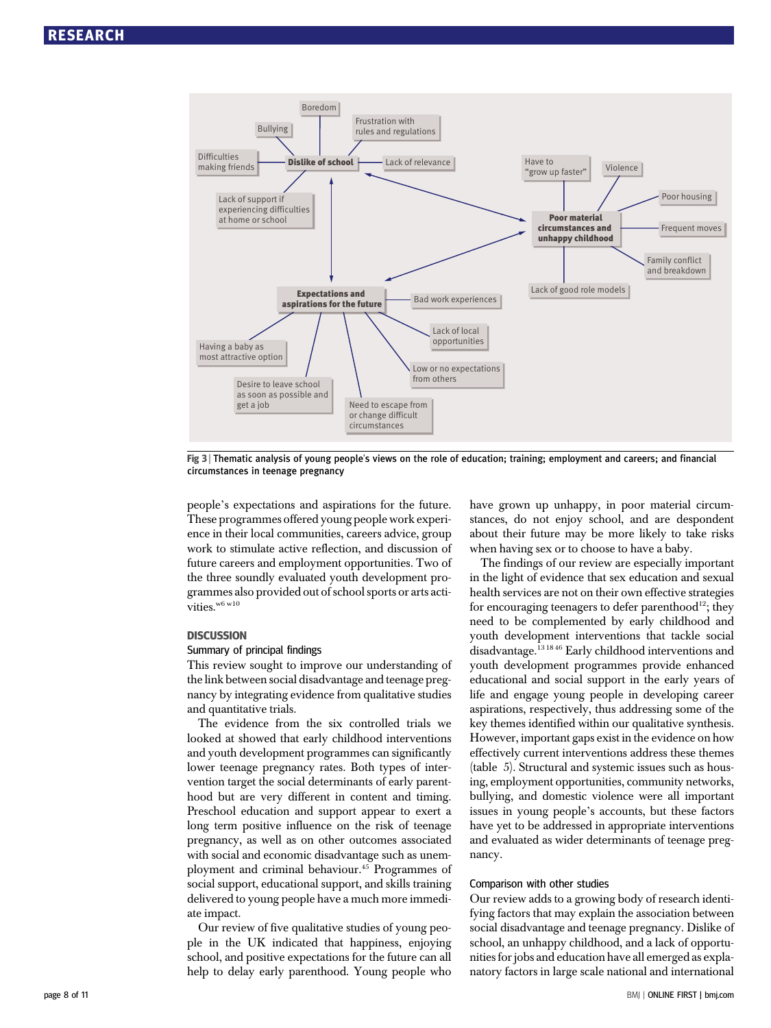Fig 3 | Thematic analysis of young people's views on the role of education; training; employment and careers; and financial circumstances in teenage pregnancy

people's expectations and aspirations for the future. These programmes offered young people work experience in their local communities, careers advice, group work to stimulate active reflection, and discussion of future careers and employment opportunities. Two of the three soundly evaluated youth development programmes also provided out of school sports or arts activities.[w6 w10]

## DISCUSSION

### Summary of principal findings

This review sought to improve our understanding of the link between social disadvantage and teenage pregnancy by integrating evidence from qualitative studies and quantitative trials.

The evidence from the six controlled trials we looked at showed that early childhood interventions and youth development programmes can significantly lower teenage pregnancy rates. Both types of intervention target the social determinants of early parenthood but are very different in content and timing. Preschool education and support appear to exert a long term positive influence on the risk of teenage pregnancy, as well as on other outcomes associated with social and economic disadvantage such as unemployment and criminal behaviour.[45] Programmes of social support, educational support, and skills training delivered to young people have a much more immediate impact.

Our review of five qualitative studies of young people in the UK indicated that happiness, enjoying school, and positive expectations for the future can all help to delay early parenthood. Young people who have grown up unhappy, in poor material circumstances, do not enjoy school, and are despondent about their future may be more likely to take risks when having sex or to choose to have a baby.

The findings of our review are especially important in the light of evidence that sex education and sexual health services are not on their own effective strategies for encouraging teenagers to defer parenthood[12]; they need to be complemented by early childhood and youth development interventions that tackle social disadvantage.[13 18 46] Early childhood interventions and youth development programmes provide enhanced educational and social support in the early years of life and engage young people in developing career aspirations, respectively, thus addressing some of the key themes identified within our qualitative synthesis. However, important gaps exist in the evidence on how effectively current interventions address these themes (table 5). Structural and systemic issues such as housing, employment opportunities, community networks, bullying, and domestic violence were all important issues in young people's accounts, but these factors have yet to be addressed in appropriate interventions and evaluated as wider determinants of teenage pregnancy.

### Comparison with other studies

Our review adds to a growing body of research identifying factors that may explain the association between social disadvantage and teenage pregnancy. Dislike of school, an unhappy childhood, and a lack of opportunities for jobs and education have all emerged as explanatory factors in large scale national and international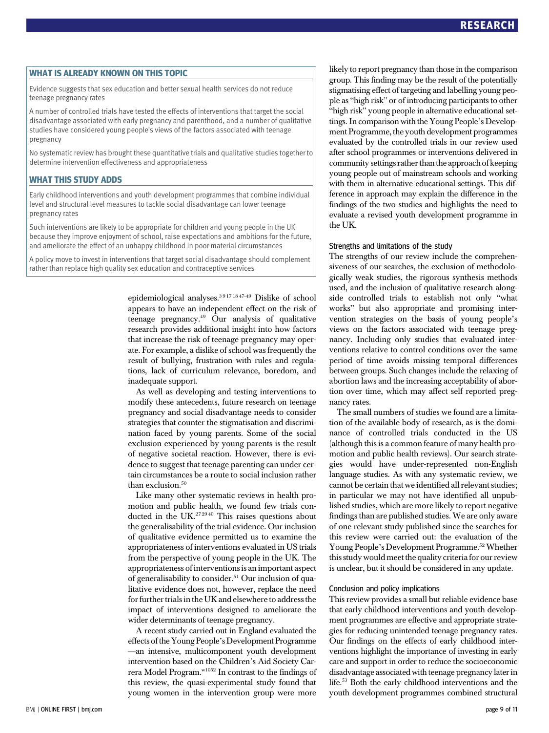## WHAT IS ALREADY KNOWN ON THIS TOPIC

Evidence suggests that sex education and better sexual health services do not reduce teenage pregnancy rates

A number of controlled trials have tested the effects of interventions that target the social disadvantage associated with early pregnancy and parenthood, and a number of qualitative studies have considered young people's views of the factors associated with teenage pregnancy

No systematic review has brought these quantitative trials and qualitative studies together to determine intervention effectiveness and appropriateness

## WHAT THIS STUDY ADDS

Early childhood interventions and youth development programmes that combine individual level and structural level measures to tackle social disadvantage can lower teenage pregnancy rates

Such interventions are likely to be appropriate for children and young people in the UK because they improve enjoyment of school, raise expectations and ambitions for the future, and ameliorate the effect of an unhappy childhood in poor material circumstances

A policy move to invest in interventions that target social disadvantage should complement rather than replace high quality sex education and contraceptive services

epidemiological analyses.[3 9 17 18 47-49] Dislike of school appears to have an independent effect on the risk of teenage pregnancy.[49] Our analysis of qualitative research provides additional insight into how factors that increase the risk of teenage pregnancy may operate. For example, a dislike of school was frequently the result of bullying, frustration with rules and regulations, lack of curriculum relevance, boredom, and inadequate support.

As well as developing and testing interventions to modify these antecedents, future research on teenage pregnancy and social disadvantage needs to consider strategies that counter the stigmatisation and discrimination faced by young parents. Some of the social exclusion experienced by young parents is the result of negative societal reaction. However, there is evidence to suggest that teenage parenting can under certain circumstances be a route to social inclusion rather than exclusion.[50]

Like many other systematic reviews in health promotion and public health, we found few trials conducted in the UK.[27 29 40] This raises questions about the generalisability of the trial evidence. Our inclusion of qualitative evidence permitted us to examine the appropriateness of interventions evaluated in US trials from the perspective of young people in the UK. The appropriateness of interventions is an important aspect of generalisability to consider.[51] Our inclusion of qualitative evidence does not, however, replace the need for further trials in the UK and elsewhere to address the impact of interventions designed to ameliorate the wider determinants of teenage pregnancy.

A recent study carried out in England evaluated the effects of the Young People's Development Programme —an intensive, multicomponent youth development intervention based on the Children's Aid Society Carrera Model Program.[w1052] In contrast to the findings of this review, the quasi-experimental study found that young women in the intervention group were more likely to report pregnancy than those in the comparison group. This finding may be the result of the potentially stigmatising effect of targeting and labelling young people as "high risk" or of introducing participants to other "high risk" young people in alternative educational settings. In comparison with the Young People's Development Programme, the youth development programmes evaluated by the controlled trials in our review used after school programmes or interventions delivered in community settings rather than the approach of keeping young people out of mainstream schools and working with them in alternative educational settings. This difference in approach may explain the difference in the findings of the two studies and highlights the need to evaluate a revised youth development programme in the UK.

### Strengths and limitations of the study

The strengths of our review include the comprehensiveness of our searches, the exclusion of methodologically weak studies, the rigorous synthesis methods used, and the inclusion of qualitative research alongside controlled trials to establish not only "what works" but also appropriate and promising intervention strategies on the basis of young people's views on the factors associated with teenage pregnancy. Including only studies that evaluated interventions relative to control conditions over the same period of time avoids missing temporal differences between groups. Such changes include the relaxing of abortion laws and the increasing acceptability of abortion over time, which may affect self reported pregnancy rates.

The small numbers of studies we found are a limitation of the available body of research, as is the dominance of controlled trials conducted in the US (although this is a common feature of many health promotion and public health reviews). Our search strategies would have under-represented non-English language studies. As with any systematic review, we cannot be certain that we identified all relevant studies; in particular we may not have identified all unpublished studies, which are more likely to report negative findings than are published studies. We are only aware of one relevant study published since the searches for this review were carried out: the evaluation of the Young People's Development Programme.[52] Whether this study would meet the quality criteria for our review is unclear, but it should be considered in any update.

### Conclusion and policy implications

This review provides a small but reliable evidence base that early childhood interventions and youth development programmes are effective and appropriate strategies for reducing unintended teenage pregnancy rates. Our findings on the effects of early childhood interventions highlight the importance of investing in early care and support in order to reduce the socioeconomic disadvantage associated with teenage pregnancy later in life.[53] Both the early childhood interventions and the youth development programmes combined structural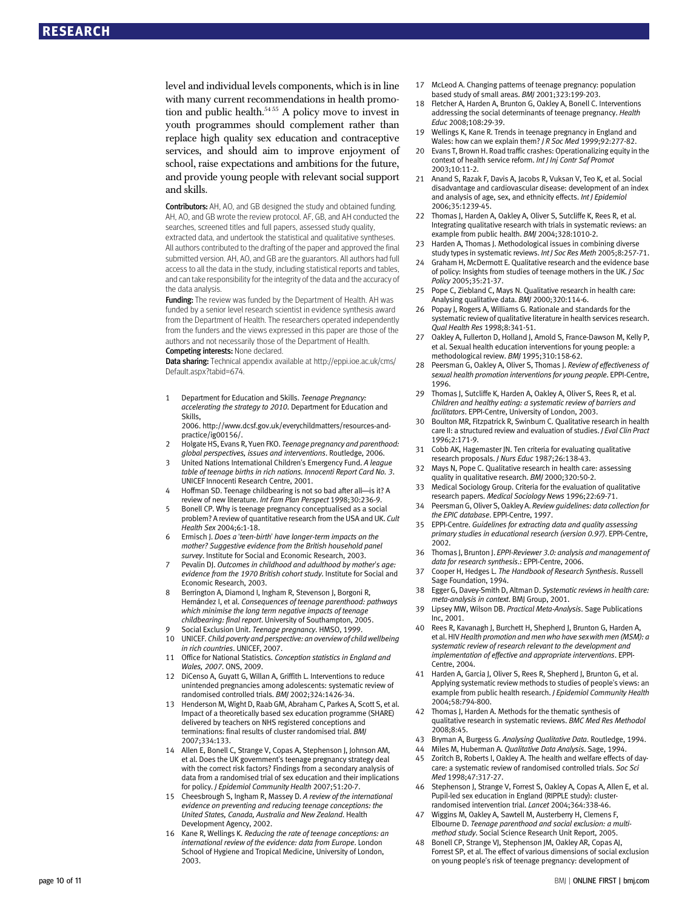level and individual levels components, which is in line with many current recommendations in health promotion and public health.[54 55] A policy move to invest in youth programmes should complement rather than replace high quality sex education and contraceptive services, and should aim to improve enjoyment of school, raise expectations and ambitions for the future, and provide young people with relevant social support and skills.

**Contributors:** AH, AO, and GB designed the study and obtained funding. AH, AO, and GB wrote the review protocol. AF, GB, and AH conducted the searches, screened titles and full papers, assessed study quality, extracted data, and undertook the statistical and qualitative syntheses. All authors contributed to the drafting of the paper and approved the final submitted version. AH, AO, and GB are the guarantors. All authors had full access to all the data in the study, including statistical reports and tables, and can take responsibility for the integrity of the data and the accuracy of the data analysis.

**Funding:** The review was funded by the Department of Health. AH was funded by a senior level research scientist in evidence synthesis award from the Department of Health. The researchers operated independently from the funders and the views expressed in this paper are those of the authors and not necessarily those of the Department of Health.

**Competing interests:** None declared.

**Data sharing:** Technical appendix available at http://eppi.ioe.ac.uk/cms/Default.aspx?tabid=674.

1. Department for Education and Skills. *Teenage Pregnancy: accelerating the strategy to 2010*. Department for Education and Skills, 2006. http://www.dcsf.gov.uk/everychildmatters/resources-and-practice/ig00156/.
2. Holgate HS, Evans R, Yuen FKO. *Teenage pregnancy and parenthood: global perspectives, issues and interventions*. Routledge, 2006.
3. United Nations International Children's Emergency Fund. *A league table of teenage births in rich nations. Innocenti Report Card No. 3*. UNICEF Innocenti Research Centre, 2001.
4. Hoffman SD. Teenage childbearing is not so bad after all—is it? A review of new literature. *Int Fam Plan Perspect* 1998;30:236-9.
5. Bonell CP. Why is teenage pregnancy conceptualised as a social problem? A review of quantitative research from the USA and UK. *Cult Health Sex* 2004;6:1-18.
6. Ermisch J. *Does a 'teen-birth' have longer-term impacts on the mother? Suggestive evidence from the British household panel survey*. Institute for Social and Economic Research, 2003.
7. Pevalin DJ. *Outcomes in childhood and adulthood by mother's age: evidence from the 1970 British cohort study*. Institute for Social and Economic Research, 2003.
8. Berrington A, Diamond I, Ingham R, Stevenson J, Borgoni R, Hernández I, et al. *Consequences of teenage parenthood: pathways which minimise the long term negative impacts of teenage childbearing: final report*. University of Southampton, 2005.
9. Social Exclusion Unit. *Teenage pregnancy*. HMSO, 1999.
10. UNICEF. *Child poverty and perspective: an overview of child wellbeing in rich countries*. UNICEF, 2007.
11. Office for National Statistics. *Conception statistics in England and Wales, 2007*. ONS, 2009.
12. DiCenso A, Guyatt G, Willan A, Griffith L. Interventions to reduce unintended pregnancies among adolescents: systematic review of randomised controlled trials. *BMJ* 2002;324:1426-34.
13. Henderson M, Wight D, Raab GM, Abraham C, Parkes A, Scott S, et al. Impact of a theoretically based sex education programme (SHARE) delivered by teachers on NHS registered conceptions and terminations: final results of cluster randomised trial. *BMJ* 2007;334:133.
14. Allen E, Bonell C, Strange V, Copas A, Stephenson J, Johnson AM, et al. Does the UK government's teenage pregnancy strategy deal with the correct risk factors? Findings from a secondary analysis of data from a randomised trial of sex education and their implications for policy. *J Epidemiol Community Health* 2007;51:20-7.
15. Cheesbrough S, Ingham R, Massey D. *A review of the international evidence on preventing and reducing teenage conceptions: the United States, Canada, Australia and New Zealand*. Health Development Agency, 2002.
16. Kane R, Wellings K. *Reducing the rate of teenage conceptions: an international review of the evidence: data from Europe*. London School of Hygiene and Tropical Medicine, University of London, 2003.
17. McLeod A. Changing patterns of teenage pregnancy: population based study of small areas. *BMJ* 2001;323:199-203.
18. Fletcher A, Harden A, Brunton G, Oakley A, Bonell C. Interventions addressing the social determinants of teenage pregnancy. *Health Educ* 2008;108:29-39.
19. Wellings K, Kane R. Trends in teenage pregnancy in England and Wales: how can we explain them? *J R Soc Med* 1999;92:277-82.
20. Evans T, Brown H. Road traffic crashes: Operationalizing equity in the context of health service reform. *Int J Inj Contr Saf Promot* 2003;10:11-2.
21. Anand S, Razak F, Davis A, Jacobs R, Vuksan V, Teo K, et al. Social disadvantage and cardiovascular disease: development of an index and analysis of age, sex, and ethnicity effects. *Int J Epidemiol* 2006;35:1239-45.
22. Thomas J, Harden A, Oakley A, Oliver S, Sutcliffe K, Rees R, et al. Integrating qualitative research with trials in systematic reviews: an example from public health. *BMJ* 2004;328:1010-2.
23. Harden A, Thomas J. Methodological issues in combining diverse study types in systematic reviews. *Int J Soc Res Meth* 2005;8:257-71.
24. Graham H, McDermott E. Qualitative research and the evidence base of policy: Insights from studies of teenage mothers in the UK. *J Soc Policy* 2005;35:21-37.
25. Pope C, Ziebland C, Mays N. Qualitative research in health care: Analysing qualitative data. *BMJ* 2000;320:114-6.
26. Popay J, Rogers A, Williams G. Rationale and standards for the systematic review of qualitative literature in health services research. *Qual Health Res* 1998;8:341-51.
27. Oakley A, Fullerton D, Holland J, Arnold S, France-Dawson M, Kelly P, et al. Sexual health education interventions for young people: a methodological review. *BMJ* 1995;310:158-62.
28. Peersman G, Oakley A, Oliver S, Thomas J. *Review of effectiveness of sexual health promotion interventions for young people*. EPPI-Centre, 1996.
29. Thomas J, Sutcliffe K, Harden A, Oakley A, Oliver S, Rees R, et al. *Children and healthy eating: a systematic review of barriers and facilitators*. EPPI-Centre, University of London, 2003.
30. Boulton MR, Fitzpatrick R, Swinburn C. Qualitative research in health care II: a structured review and evaluation of studies. *J Eval Clin Pract* 1996;2:171-9.
31. Cobb AK, Hagemaster JN. Ten criteria for evaluating qualitative research proposals. *J Nurs Educ* 1987;26:138-43.
32. Mays N, Pope C. Qualitative research in health care: assessing quality in qualitative research. *BMJ* 2000;320:50-2.
33. Medical Sociology Group. Criteria for the evaluation of qualitative research papers. *Medical Sociology News* 1996;22:69-71.
34. Peersman G, Oliver S, Oakley A. *Review guidelines: data collection for the EPIC database*. EPPI-Centre, 1997.
35. EPPI-Centre. *Guidelines for extracting data and quality assessing primary studies in educational research (version 0.97)*. EPPI-Centre, 2002.
36. Thomas J, Brunton J. *EPPI-Reviewer 3.0: analysis and management of data for research synthesis*.: EPPI-Centre, 2006.
37. Cooper H, Hedges L. *The Handbook of Research Synthesis*. Russell Sage Foundation, 1994.
38. Egger G, Davey-Smith D, Altman D. *Systematic reviews in health care: meta-analysis in context*. BMJ Group, 2001.
39. Lipsey MW, Wilson DB. *Practical Meta-Analysis*. Sage Publications Inc, 2001.
40. Rees R, Kavanagh J, Burchett H, Shepherd J, Brunton G, Harden A, et al. HIV *Health promotion and men who have sex with men (MSM): a systematic review of research relevant to the development and implementation of effective and appropriate interventions*. EPPI-Centre, 2004.
41. Harden A, Garcia J, Oliver S, Rees R, Shepherd J, Brunton G, et al. Applying systematic review methods to studies of people's views: an example from public health research. *J Epidemiol Community Health* 2004;58:794-800.
42. Thomas J, Harden A. Methods for the thematic synthesis of qualitative research in systematic reviews. *BMC Med Res Methodol* 2008;8:45.
43. Bryman A, Burgess G. *Analysing Qualitative Data*. Routledge, 1994.
44. Miles M, Huberman A. *Qualitative Data Analysis*. Sage, 1994.
45. Zoritch B, Roberts I, Oakley A. The health and welfare effects of day-care: a systematic review of randomised controlled trials. *Soc Sci Med* 1998;47:317-27.
46. Stephenson J, Strange V, Forrest S, Oakley A, Copas A, Allen E, et al. Pupil-led sex education in England (RIPPLE study): cluster-randomised intervention trial. *Lancet* 2004;364:338-46.
47. Wiggins M, Oakley A, Sawtell M, Austerberry H, Clemens F, Elbourne D. *Teenage parenthood and social exclusion: a multi-method study*. Social Science Research Unit Report, 2005.
48. Bonell CP, Strange VJ, Stephenson JM, Oakley AR, Copas AJ, Forrest SP, et al. The effect of various dimensions of social exclusion on young people's risk of teenage pregnancy: development of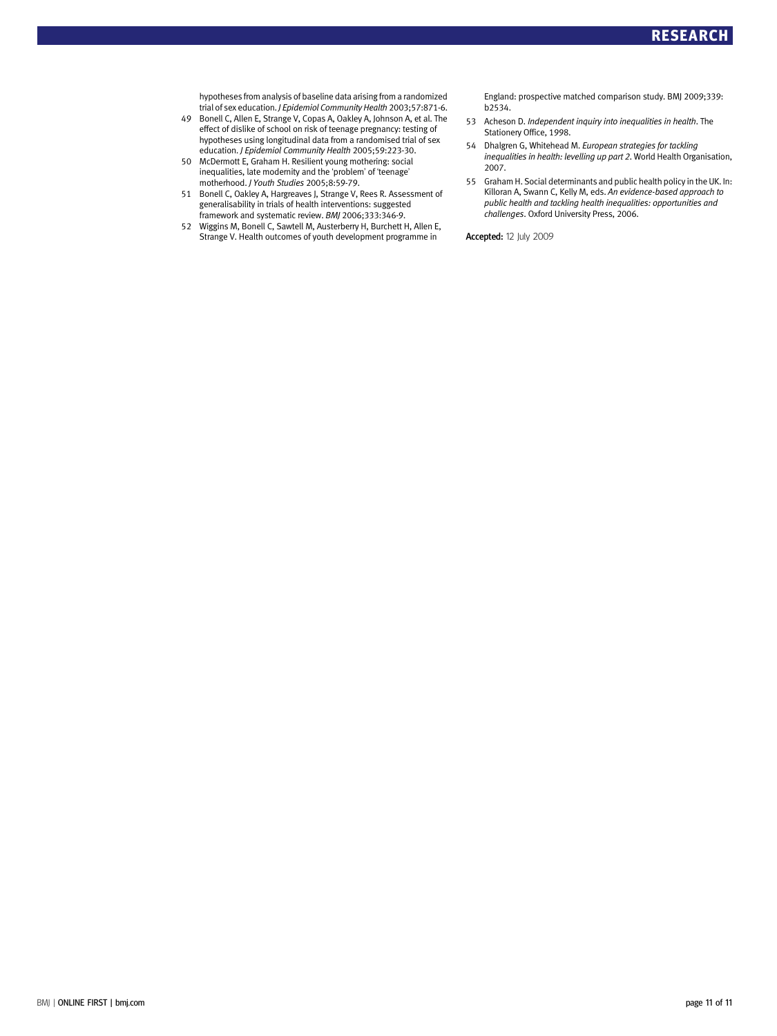hypotheses from analysis of baseline data arising from a randomized trial of sex education. *J Epidemiol Community Health* 2003;57:871-6.

49 Bonell C, Allen E, Strange V, Copas A, Oakley A, Johnson A, et al. The effect of dislike of school on risk of teenage pregnancy: testing of hypotheses using longitudinal data from a randomised trial of sex education. *J Epidemiol Community Health* 2005;59:223-30.

50 McDermott E, Graham H. Resilient young mothering: social inequalities, late modernity and the 'problem' of 'teenage' motherhood. *J Youth Studies* 2005;8:59-79.

51 Bonell C, Oakley A, Hargreaves J, Strange V, Rees R. Assessment of generalisability in trials of health interventions: suggested framework and systematic review. *BMJ* 2006;333:346-9.

52 Wiggins M, Bonell C, Sawtell M, Austerberry H, Burchett H, Allen E, Strange V. Health outcomes of youth development programme in England: prospective matched comparison study. BMJ 2009;339: b2534.

53 Acheson D. *Independent inquiry into inequalities in health*. The Stationery Office, 1998.

54 Dhalgren G, Whitehead M. *European strategies for tackling inequalities in health: levelling up part 2*. World Health Organisation, 2007.

55 Graham H. Social determinants and public health policy in the UK. In: Killoran A, Swann C, Kelly M, eds. *An evidence-based approach to public health and tackling health inequalities: opportunities and challenges*. Oxford University Press, 2006.

**Accepted:** 12 July 2009